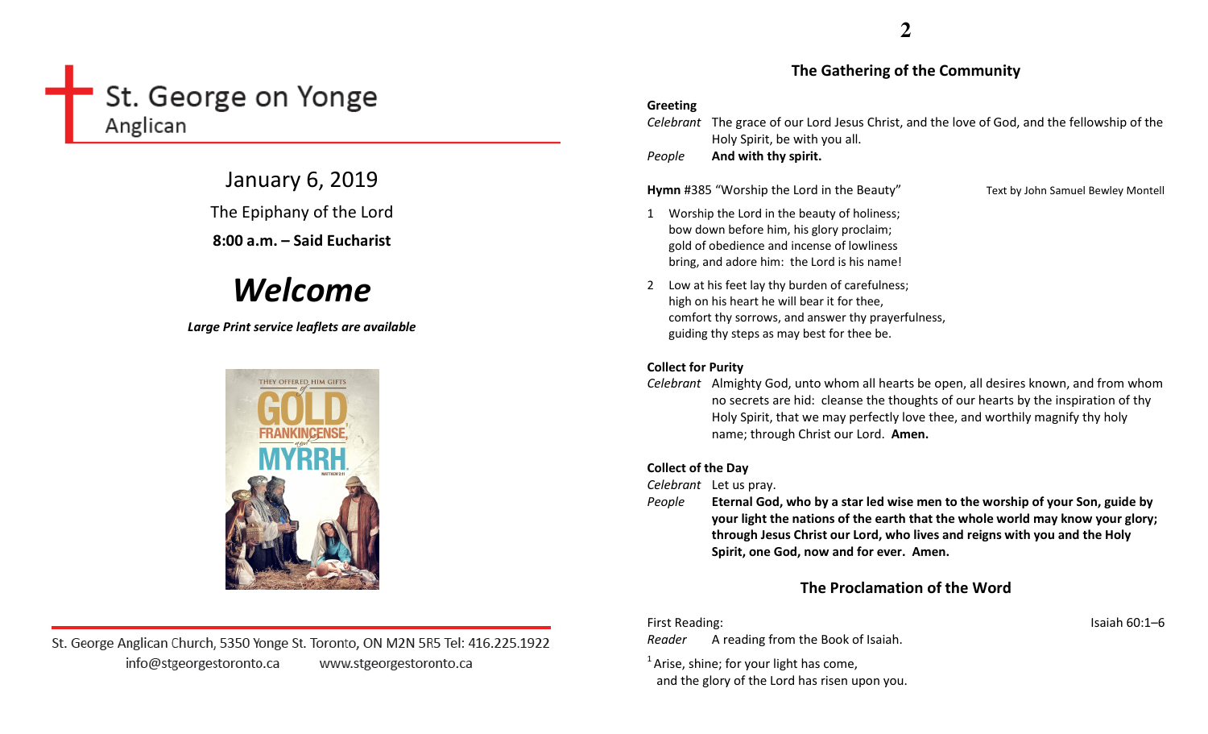# St. George on Yonge
Anglican

January 6, 2019

The Epiphany of the Lord

**8:00 a.m. – Said Eucharist**

# *Welcome*

***Large Print service leaflets are available***

St. George Anglican Church, 5350 Yonge St. Toronto, ON M2N 5R5 Tel: 416.225.1922
info@stgeorgestoronto.ca www.stgeorgestoronto.ca

## The Gathering of the Community

**Greeting**

*Celebrant* The grace of our Lord Jesus Christ, and the love of God, and the fellowship of the Holy Spirit, be with you all.

*People* **And with thy spirit.**

**Hymn** #385 "Worship the Lord in the Beauty" Text by John Samuel Bewley Montell

1 Worship the Lord in the beauty of holiness;
bow down before him, his glory proclaim;
gold of obedience and incense of lowliness
bring, and adore him: the Lord is his name!

2 Low at his feet lay thy burden of carefulness;
high on his heart he will bear it for thee,
comfort thy sorrows, and answer thy prayerfulness,
guiding thy steps as may best for thee be.

**Collect for Purity**

*Celebrant* Almighty God, unto whom all hearts be open, all desires known, and from whom no secrets are hid: cleanse the thoughts of our hearts by the inspiration of thy Holy Spirit, that we may perfectly love thee, and worthily magnify thy holy name; through Christ our Lord. **Amen.**

**Collect of the Day**

*Celebrant* Let us pray.

*People* **Eternal God, who by a star led wise men to the worship of your Son, guide by your light the nations of the earth that the whole world may know your glory; through Jesus Christ our Lord, who lives and reigns with you and the Holy Spirit, one God, now and for ever. Amen.**

## The Proclamation of the Word

First Reading: Isaiah 60:1–6

*Reader* A reading from the Book of Isaiah.

[1] Arise, shine; for your light has come,
and the glory of the Lord has risen upon you.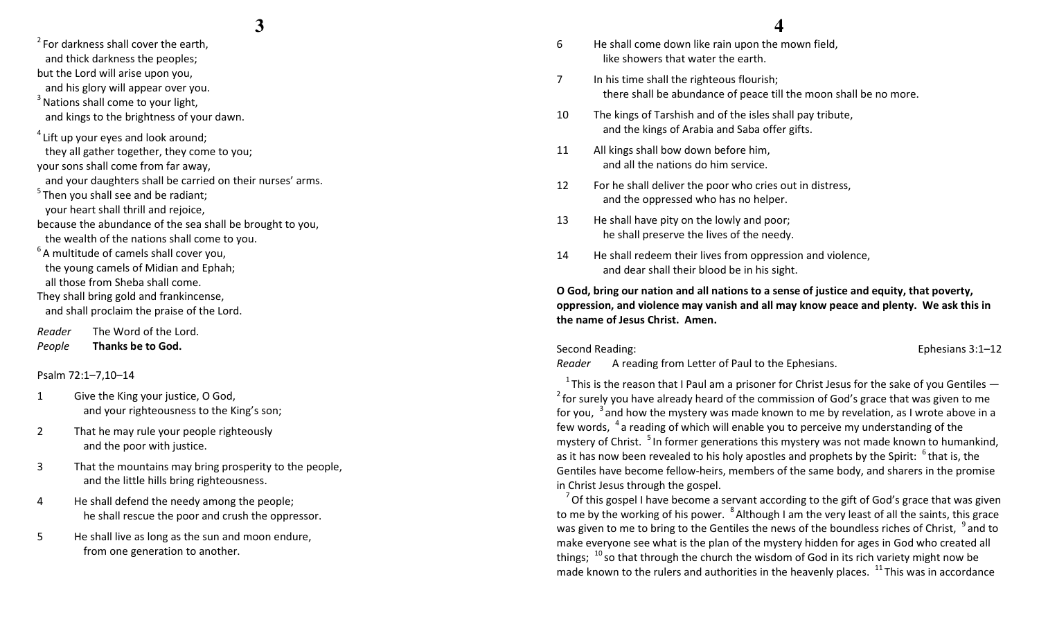[2] For darkness shall cover the earth,
  and thick darkness the peoples;
but the Lord will arise upon you,
  and his glory will appear over you.
[3] Nations shall come to your light,
  and kings to the brightness of your dawn.

[4] Lift up your eyes and look around;
  they all gather together, they come to you;
your sons shall come from far away,
  and your daughters shall be carried on their nurses' arms.
[5] Then you shall see and be radiant;
  your heart shall thrill and rejoice,
because the abundance of the sea shall be brought to you,
  the wealth of the nations shall come to you.
[6] A multitude of camels shall cover you,
  the young camels of Midian and Ephah;
  all those from Sheba shall come.
They shall bring gold and frankincense,
  and shall proclaim the praise of the Lord.

*Reader* The Word of the Lord.
*People* **Thanks be to God.**

Psalm 72:1–7,10–14

1 Give the King your justice, O God,
  and your righteousness to the King's son;

2 That he may rule your people righteously
  and the poor with justice.

3 That the mountains may bring prosperity to the people,
  and the little hills bring righteousness.

4 He shall defend the needy among the people;
  he shall rescue the poor and crush the oppressor.

5 He shall live as long as the sun and moon endure,
  from one generation to another.

6 He shall come down like rain upon the mown field,
  like showers that water the earth.

7 In his time shall the righteous flourish;
  there shall be abundance of peace till the moon shall be no more.

10 The kings of Tarshish and of the isles shall pay tribute,
  and the kings of Arabia and Saba offer gifts.

11 All kings shall bow down before him,
  and all the nations do him service.

12 For he shall deliver the poor who cries out in distress,
  and the oppressed who has no helper.

13 He shall have pity on the lowly and poor;
  he shall preserve the lives of the needy.

14 He shall redeem their lives from oppression and violence,
  and dear shall their blood be in his sight.

**O God, bring our nation and all nations to a sense of justice and equity, that poverty, oppression, and violence may vanish and all may know peace and plenty. We ask this in the name of Jesus Christ. Amen.**

Second Reading: Ephesians 3:1–12

*Reader* A reading from Letter of Paul to the Ephesians.

[1] This is the reason that I Paul am a prisoner for Christ Jesus for the sake of you Gentiles — [2] for surely you have already heard of the commission of God's grace that was given to me for you, [3] and how the mystery was made known to me by revelation, as I wrote above in a few words, [4] a reading of which will enable you to perceive my understanding of the mystery of Christ. [5] In former generations this mystery was not made known to humankind, as it has now been revealed to his holy apostles and prophets by the Spirit: [6] that is, the Gentiles have become fellow-heirs, members of the same body, and sharers in the promise in Christ Jesus through the gospel.

[7] Of this gospel I have become a servant according to the gift of God's grace that was given to me by the working of his power. [8] Although I am the very least of all the saints, this grace was given to me to bring to the Gentiles the news of the boundless riches of Christ, [9] and to make everyone see what is the plan of the mystery hidden for ages in God who created all things; [10] so that through the church the wisdom of God in its rich variety might now be made known to the rulers and authorities in the heavenly places. [11] This was in accordance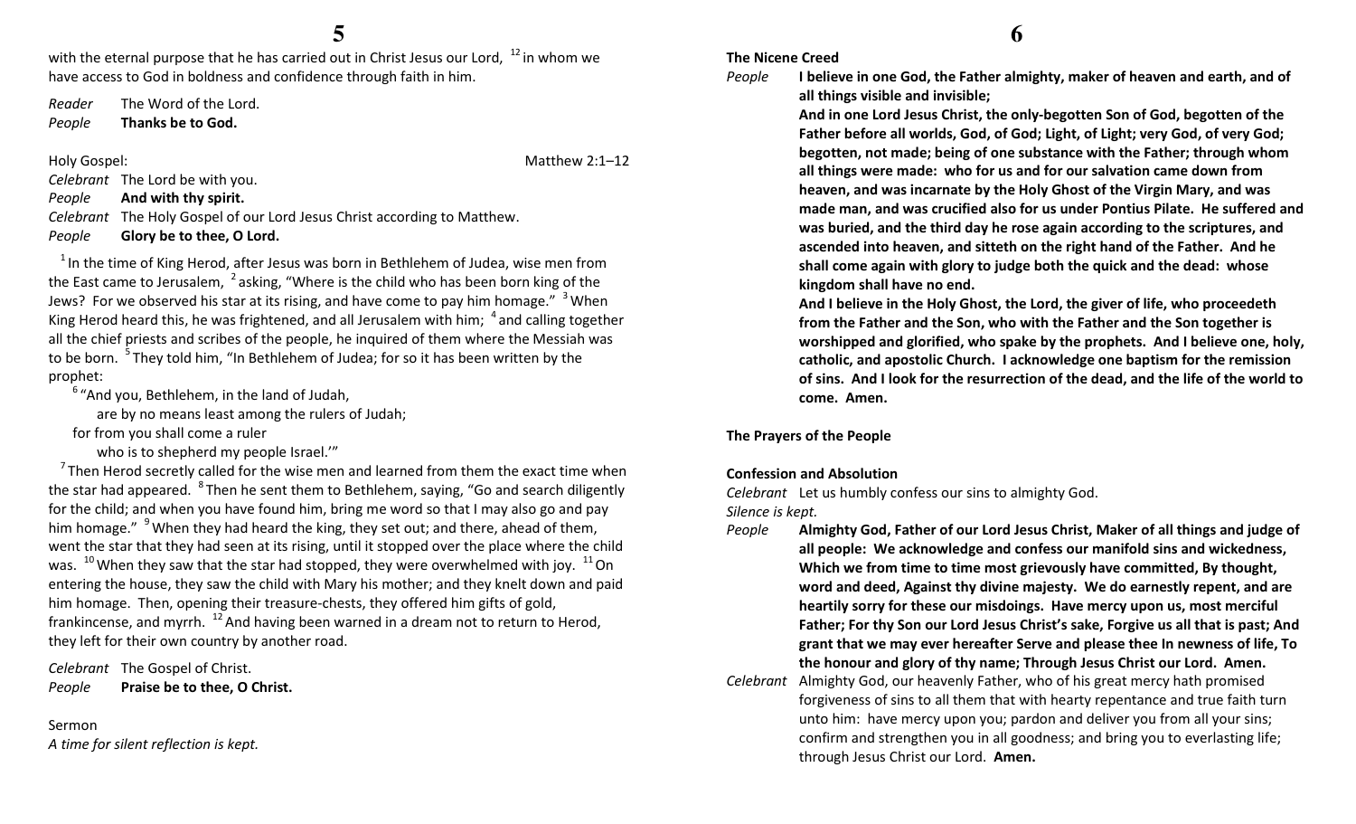with the eternal purpose that he has carried out in Christ Jesus our Lord, [12] in whom we have access to God in boldness and confidence through faith in him.

*Reader* The Word of the Lord.
*People* **Thanks be to God.**

Holy Gospel: Matthew 2:1–12

*Celebrant* The Lord be with you.
*People* **And with thy spirit.**
*Celebrant* The Holy Gospel of our Lord Jesus Christ according to Matthew.
*People* **Glory be to thee, O Lord.**

[1] In the time of King Herod, after Jesus was born in Bethlehem of Judea, wise men from the East came to Jerusalem, [2] asking, "Where is the child who has been born king of the Jews? For we observed his star at its rising, and have come to pay him homage." [3] When King Herod heard this, he was frightened, and all Jerusalem with him; [4] and calling together all the chief priests and scribes of the people, he inquired of them where the Messiah was to be born. [5] They told him, "In Bethlehem of Judea; for so it has been written by the prophet:

[6] "And you, Bethlehem, in the land of Judah,
are by no means least among the rulers of Judah;
for from you shall come a ruler
who is to shepherd my people Israel.'"

[7] Then Herod secretly called for the wise men and learned from them the exact time when the star had appeared. [8] Then he sent them to Bethlehem, saying, "Go and search diligently for the child; and when you have found him, bring me word so that I may also go and pay him homage." [9] When they had heard the king, they set out; and there, ahead of them, went the star that they had seen at its rising, until it stopped over the place where the child was. [10] When they saw that the star had stopped, they were overwhelmed with joy. [11] On entering the house, they saw the child with Mary his mother; and they knelt down and paid him homage. Then, opening their treasure-chests, they offered him gifts of gold, frankincense, and myrrh. [12] And having been warned in a dream not to return to Herod, they left for their own country by another road.

*Celebrant* The Gospel of Christ.
*People* **Praise be to thee, O Christ.**

Sermon
*A time for silent reflection is kept.*

**The Nicene Creed**

*People* **I believe in one God, the Father almighty, maker of heaven and earth, and of all things visible and invisible;**
**And in one Lord Jesus Christ, the only-begotten Son of God, begotten of the Father before all worlds, God, of God; Light, of Light; very God, of very God; begotten, not made; being of one substance with the Father; through whom all things were made: who for us and for our salvation came down from heaven, and was incarnate by the Holy Ghost of the Virgin Mary, and was made man, and was crucified also for us under Pontius Pilate. He suffered and was buried, and the third day he rose again according to the scriptures, and ascended into heaven, and sitteth on the right hand of the Father. And he shall come again with glory to judge both the quick and the dead: whose kingdom shall have no end.**
**And I believe in the Holy Ghost, the Lord, the giver of life, who proceedeth from the Father and the Son, who with the Father and the Son together is worshipped and glorified, who spake by the prophets. And I believe one, holy, catholic, and apostolic Church. I acknowledge one baptism for the remission of sins. And I look for the resurrection of the dead, and the life of the world to come. Amen.**

**The Prayers of the People**

**Confession and Absolution**

*Celebrant* Let us humbly confess our sins to almighty God.
*Silence is kept.*
*People* **Almighty God, Father of our Lord Jesus Christ, Maker of all things and judge of all people: We acknowledge and confess our manifold sins and wickedness, Which we from time to time most grievously have committed, By thought, word and deed, Against thy divine majesty. We do earnestly repent, and are heartily sorry for these our misdoings. Have mercy upon us, most merciful Father; For thy Son our Lord Jesus Christ's sake, Forgive us all that is past; And grant that we may ever hereafter Serve and please thee In newness of life, To the honour and glory of thy name; Through Jesus Christ our Lord. Amen.**
*Celebrant* Almighty God, our heavenly Father, who of his great mercy hath promised forgiveness of sins to all them that with hearty repentance and true faith turn unto him: have mercy upon you; pardon and deliver you from all your sins; confirm and strengthen you in all goodness; and bring you to everlasting life; through Jesus Christ our Lord. **Amen.**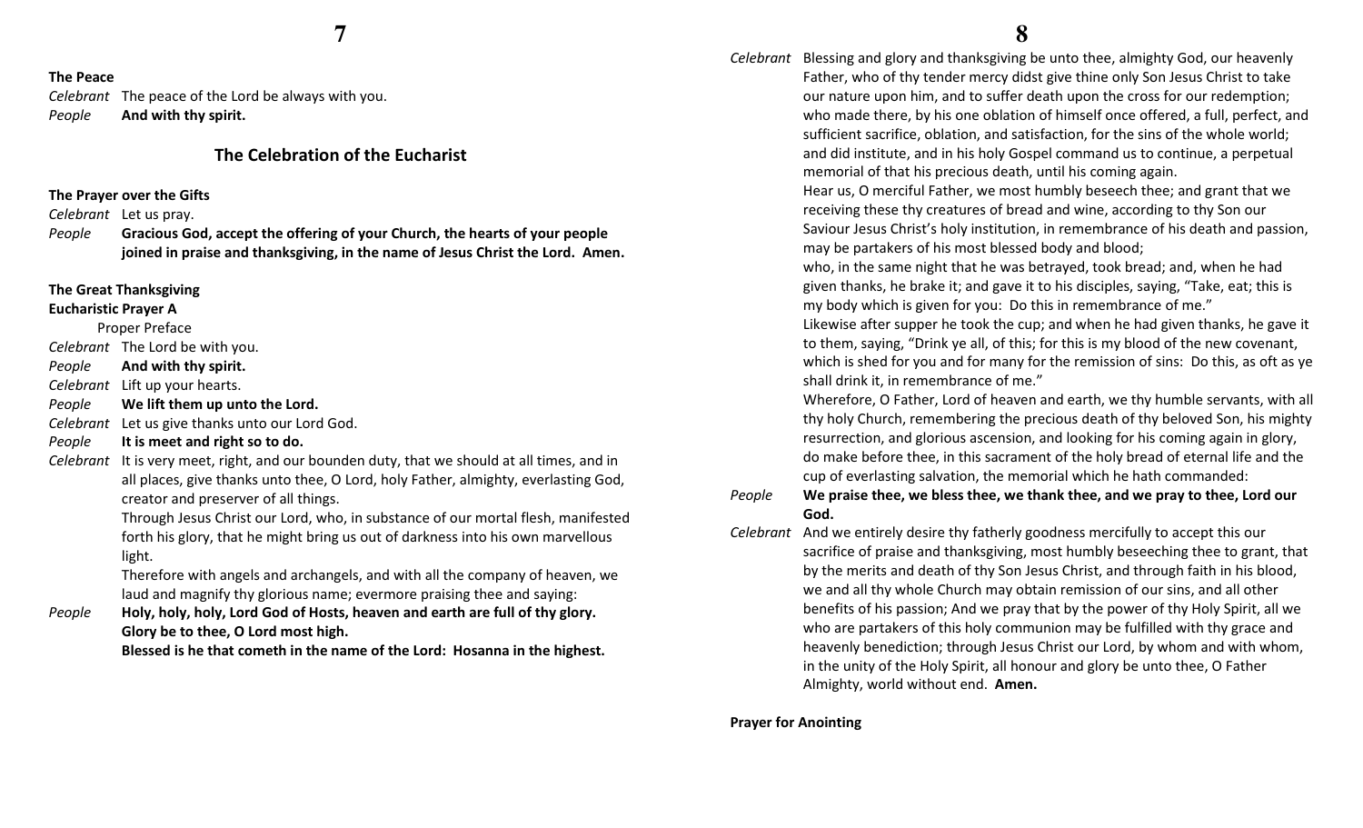**The Peace**

*Celebrant* The peace of the Lord be always with you.
*People* **And with thy spirit.**

## The Celebration of the Eucharist

**The Prayer over the Gifts**

*Celebrant* Let us pray.
*People* **Gracious God, accept the offering of your Church, the hearts of your people joined in praise and thanksgiving, in the name of Jesus Christ the Lord. Amen.**

**The Great Thanksgiving**
**Eucharistic Prayer A**

Proper Preface

*Celebrant* The Lord be with you.
*People* **And with thy spirit.**
*Celebrant* Lift up your hearts.
*People* **We lift them up unto the Lord.**
*Celebrant* Let us give thanks unto our Lord God.
*People* **It is meet and right so to do.**
*Celebrant* It is very meet, right, and our bounden duty, that we should at all times, and in all places, give thanks unto thee, O Lord, holy Father, almighty, everlasting God, creator and preserver of all things.
Through Jesus Christ our Lord, who, in substance of our mortal flesh, manifested forth his glory, that he might bring us out of darkness into his own marvellous light.
Therefore with angels and archangels, and with all the company of heaven, we laud and magnify thy glorious name; evermore praising thee and saying:
*People* **Holy, holy, holy, Lord God of Hosts, heaven and earth are full of thy glory. Glory be to thee, O Lord most high.**
**Blessed is he that cometh in the name of the Lord: Hosanna in the highest.**

*Celebrant* Blessing and glory and thanksgiving be unto thee, almighty God, our heavenly Father, who of thy tender mercy didst give thine only Son Jesus Christ to take our nature upon him, and to suffer death upon the cross for our redemption; who made there, by his one oblation of himself once offered, a full, perfect, and sufficient sacrifice, oblation, and satisfaction, for the sins of the whole world; and did institute, and in his holy Gospel command us to continue, a perpetual memorial of that his precious death, until his coming again.
Hear us, O merciful Father, we most humbly beseech thee; and grant that we receiving these thy creatures of bread and wine, according to thy Son our Saviour Jesus Christ's holy institution, in remembrance of his death and passion, may be partakers of his most blessed body and blood;
who, in the same night that he was betrayed, took bread; and, when he had given thanks, he brake it; and gave it to his disciples, saying, "Take, eat; this is my body which is given for you: Do this in remembrance of me."
Likewise after supper he took the cup; and when he had given thanks, he gave it to them, saying, "Drink ye all, of this; for this is my blood of the new covenant, which is shed for you and for many for the remission of sins: Do this, as oft as ye shall drink it, in remembrance of me."
Wherefore, O Father, Lord of heaven and earth, we thy humble servants, with all thy holy Church, remembering the precious death of thy beloved Son, his mighty resurrection, and glorious ascension, and looking for his coming again in glory, do make before thee, in this sacrament of the holy bread of eternal life and the cup of everlasting salvation, the memorial which he hath commanded:
*People* **We praise thee, we bless thee, we thank thee, and we pray to thee, Lord our God.**
*Celebrant* And we entirely desire thy fatherly goodness mercifully to accept this our sacrifice of praise and thanksgiving, most humbly beseeching thee to grant, that by the merits and death of thy Son Jesus Christ, and through faith in his blood, we and all thy whole Church may obtain remission of our sins, and all other benefits of his passion; And we pray that by the power of thy Holy Spirit, all we who are partakers of this holy communion may be fulfilled with thy grace and heavenly benediction; through Jesus Christ our Lord, by whom and with whom, in the unity of the Holy Spirit, all honour and glory be unto thee, O Father Almighty, world without end. **Amen.**

**Prayer for Anointing**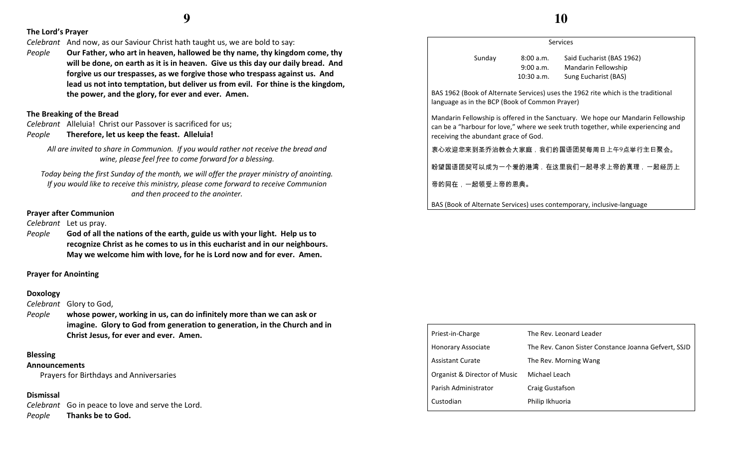**The Lord's Prayer**

*Celebrant* And now, as our Saviour Christ hath taught us, we are bold to say:

*People* **Our Father, who art in heaven, hallowed be thy name, thy kingdom come, thy will be done, on earth as it is in heaven. Give us this day our daily bread. And forgive us our trespasses, as we forgive those who trespass against us. And lead us not into temptation, but deliver us from evil. For thine is the kingdom, the power, and the glory, for ever and ever. Amen.**

**The Breaking of the Bread**

*Celebrant* Alleluia! Christ our Passover is sacrificed for us;

*People* **Therefore, let us keep the feast. Alleluia!**

*All are invited to share in Communion. If you would rather not receive the bread and wine, please feel free to come forward for a blessing.*

*Today being the first Sunday of the month, we will offer the prayer ministry of anointing. If you would like to receive this ministry, please come forward to receive Communion and then proceed to the anointer.*

**Prayer after Communion**

*Celebrant* Let us pray.

*People* **God of all the nations of the earth, guide us with your light. Help us to recognize Christ as he comes to us in this eucharist and in our neighbours. May we welcome him with love, for he is Lord now and for ever. Amen.**

**Prayer for Anointing**

**Doxology**

*Celebrant* Glory to God,

*People* **whose power, working in us, can do infinitely more than we can ask or imagine. Glory to God from generation to generation, in the Church and in Christ Jesus, for ever and ever. Amen.**

**Blessing**

**Announcements**

Prayers for Birthdays and Anniversaries

**Dismissal**

*Celebrant* Go in peace to love and serve the Lord.

*People* **Thanks be to God.**

Services

| | | |
|---|---|---|
| Sunday | 8:00 a.m. | Said Eucharist (BAS 1962) |
| | 9:00 a.m. | Mandarin Fellowship |
| | 10:30 a.m. | Sung Eucharist (BAS) |

BAS 1962 (Book of Alternate Services) uses the 1962 rite which is the traditional language as in the BCP (Book of Common Prayer)

Mandarin Fellowship is offered in the Sanctuary. We hope our Mandarin Fellowship can be a "harbour for love," where we seek truth together, while experiencing and receiving the abundant grace of God.

衷心欢迎您来到圣乔治教会大家庭，我们的国语团契每周日上午9点举行主日聚会。

盼望国语团契可以成为一个爱的港湾，在这里我们一起寻求上帝的真理，一起经历上帝的同在，一起领受上帝的恩典。

BAS (Book of Alternate Services) uses contemporary, inclusive-language

| | |
|---|---|
| Priest-in-Charge | The Rev. Leonard Leader |
| Honorary Associate | The Rev. Canon Sister Constance Joanna Gefvert, SSJD |
| Assistant Curate | The Rev. Morning Wang |
| Organist & Director of Music | Michael Leach |
| Parish Administrator | Craig Gustafson |
| Custodian | Philip Ikhuoria |